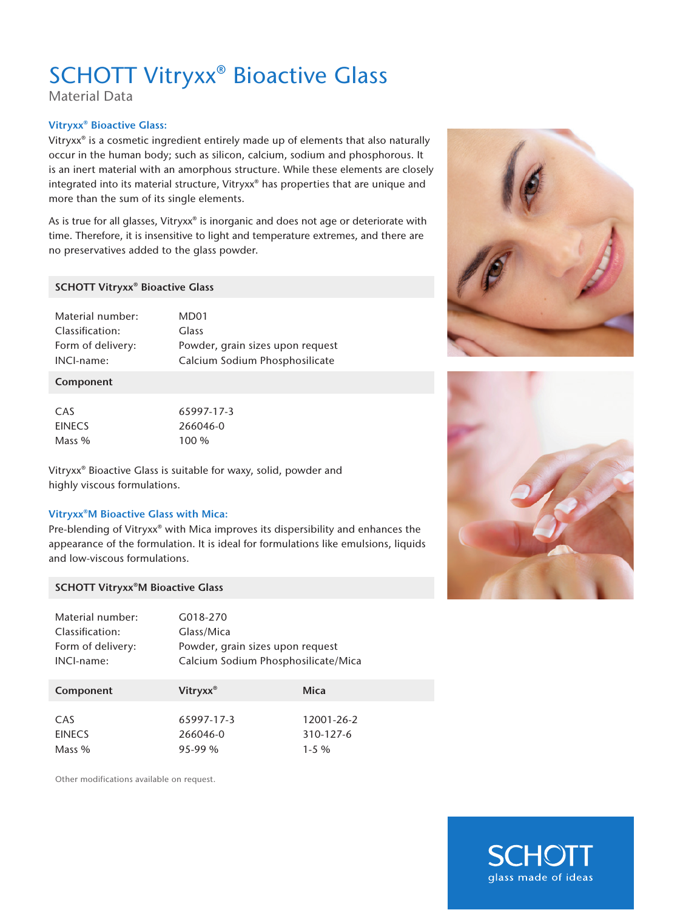# SCHOTT Vitryxx® Bioactive Glass

Material Data

### Vitryxx® Bioactive Glass:

Vitryxx® is a cosmetic ingredient entirely made up of elements that also naturally occur in the human body; such as silicon, calcium, sodium and phosphorous. It is an inert material with an amorphous structure. While these elements are closely integrated into its material structure, Vitryxx® has properties that are unique and more than the sum of its single elements.

As is true for all glasses, Vitryxx® is inorganic and does not age or deteriorate with time. Therefore, it is insensitive to light and temperature extremes, and there are no preservatives added to the glass powder.

| SCHOTT Vitryxx® Bioactive Glass | |
|---|---|
| Material number: | MD01 |
| Classification: | Glass |
| Form of delivery: | Powder, grain sizes upon request |
| INCI-name: | Calcium Sodium Phosphosilicate |

| Component | |
|---|---|
| CAS | 65997-17-3 |
| EINECS | 266046-0 |
| Mass % | 100 % |

Vitryxx® Bioactive Glass is suitable for waxy, solid, powder and highly viscous formulations.

### Vitryxx®M Bioactive Glass with Mica:

Pre-blending of Vitryxx® with Mica improves its dispersibility and enhances the appearance of the formulation. It is ideal for formulations like emulsions, liquids and low-viscous formulations.

| SCHOTT Vitryxx®M Bioactive Glass | |
|---|---|
| Material number: | G018-270 |
| Classification: | Glass/Mica |
| Form of delivery: | Powder, grain sizes upon request |
| INCI-name: | Calcium Sodium Phosphosilicate/Mica |

| Component | Vitryxx® | Mica |
|---|---|---|
| CAS | 65997-17-3 | 12001-26-2 |
| EINECS | 266046-0 | 310-127-6 |
| Mass % | 95-99 % | 1-5 % |

Other modifications available on request.

SCHOTT
glass made of ideas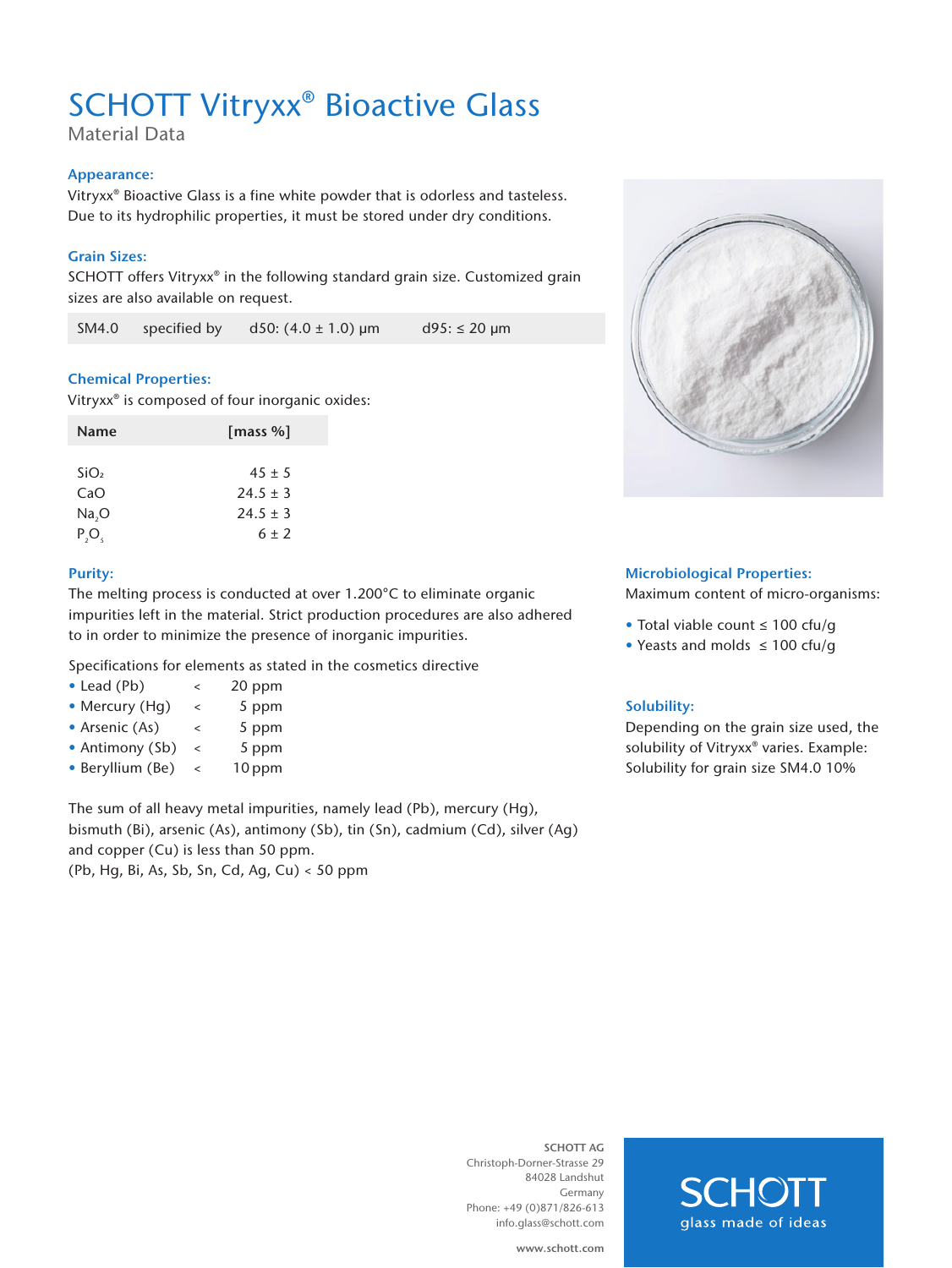# SCHOTT Vitryxx® Bioactive Glass

Material Data

### Appearance:

Vitryxx® Bioactive Glass is a fine white powder that is odorless and tasteless. Due to its hydrophilic properties, it must be stored under dry conditions.

### Grain Sizes:

SCHOTT offers Vitryxx® in the following standard grain size. Customized grain sizes are also available on request.

| | | | |
|---|---|---|---|
| SM4.0 | specified by | d50: (4.0 ± 1.0) µm | d95: ≤ 20 µm |

### Chemical Properties:

Vitryxx® is composed of four inorganic oxides:

| Name | [mass %] |
|---|---|
| $SiO_2$ | 45 ± 5 |
| CaO | 24.5 ± 3 |
| $Na_2O$ | 24.5 ± 3 |
| $P_2O_5$ | 6 ± 2 |

### Purity:

The melting process is conducted at over 1.200°C to eliminate organic impurities left in the material. Strict production procedures are also adhered to in order to minimize the presence of inorganic impurities.

Specifications for elements as stated in the cosmetics directive

- Lead (Pb) < 20 ppm
- Mercury (Hg) < 5 ppm
- Arsenic (As) < 5 ppm
- Antimony (Sb) < 5 ppm
- Beryllium (Be) < 10 ppm

The sum of all heavy metal impurities, namely lead (Pb), mercury (Hg), bismuth (Bi), arsenic (As), antimony (Sb), tin (Sn), cadmium (Cd), silver (Ag) and copper (Cu) is less than 50 ppm.
(Pb, Hg, Bi, As, Sb, Sn, Cd, Ag, Cu) < 50 ppm

### Microbiological Properties:

Maximum content of micro-organisms:

- Total viable count ≤ 100 cfu/g
- Yeasts and molds ≤ 100 cfu/g

### Solubility:

Depending on the grain size used, the solubility of Vitryxx® varies. Example: Solubility for grain size SM4.0 10%

**SCHOTT AG**
Christoph-Dorner-Strasse 29
84028 Landshut
Germany
Phone: +49 (0)871/826-613
info.glass@schott.com

www.schott.com

SCHOTT
glass made of ideas